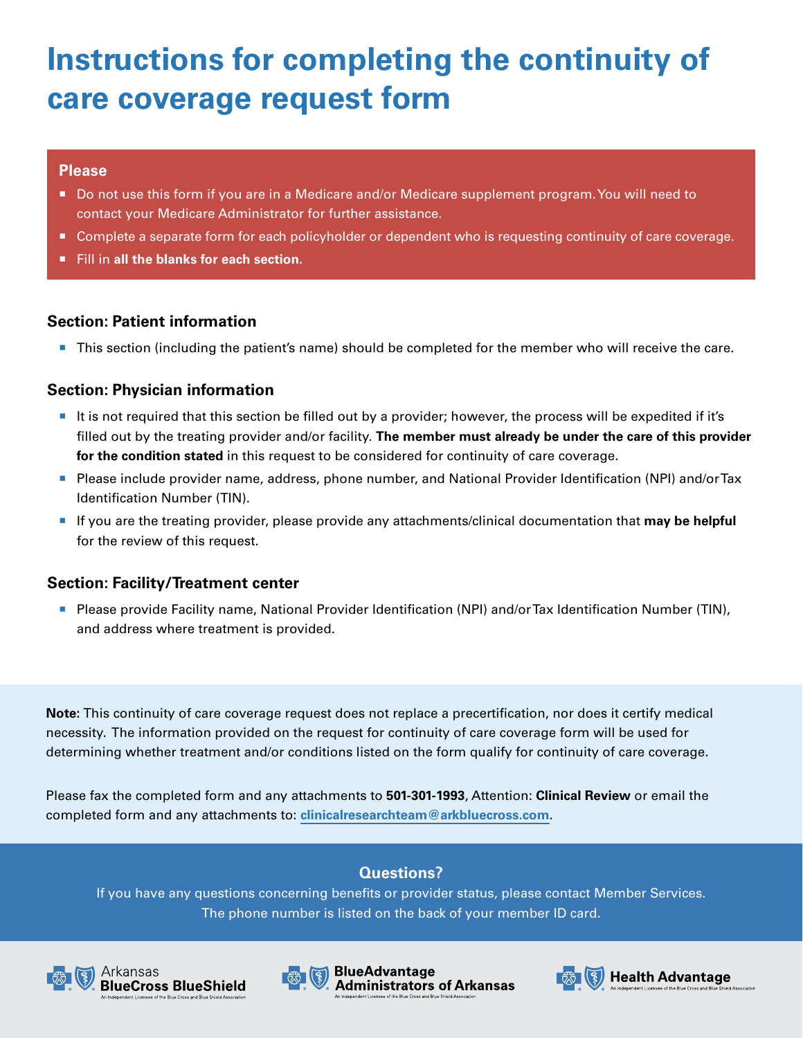# Instructions for completing the continuity of care coverage request form

**Please**

- Do not use this form if you are in a Medicare and/or Medicare supplement program. You will need to contact your Medicare Administrator for further assistance.
- Complete a separate form for each policyholder or dependent who is requesting continuity of care coverage.
- Fill in **all the blanks for each section.**

### Section: Patient information

- This section (including the patient's name) should be completed for the member who will receive the care.

### Section: Physician information

- It is not required that this section be filled out by a provider; however, the process will be expedited if it's filled out by the treating provider and/or facility. **The member must already be under the care of this provider for the condition stated** in this request to be considered for continuity of care coverage.
- Please include provider name, address, phone number, and National Provider Identification (NPI) and/or Tax Identification Number (TIN).
- If you are the treating provider, please provide any attachments/clinical documentation that **may be helpful** for the review of this request.

### Section: Facility/Treatment center

- Please provide Facility name, National Provider Identification (NPI) and/or Tax Identification Number (TIN), and address where treatment is provided.

**Note:** This continuity of care coverage request does not replace a precertification, nor does it certify medical necessity. The information provided on the request for continuity of care coverage form will be used for determining whether treatment and/or conditions listed on the form qualify for continuity of care coverage.

Please fax the completed form and any attachments to **501-301-1993**, Attention: **Clinical Review** or email the completed form and any attachments to: **clinicalresearchteam@arkbluecross.com**.

**Questions?**

If you have any questions concerning benefits or provider status, please contact Member Services. The phone number is listed on the back of your member ID card.

Arkansas BlueCross BlueShield — An Independent Licensee of the Blue Cross and Blue Shield Association

BlueAdvantage Administrators of Arkansas — An Independent Licensee of the Blue Cross and Blue Shield Association

Health Advantage — An Independent Licensee of the Blue Cross and Blue Shield Association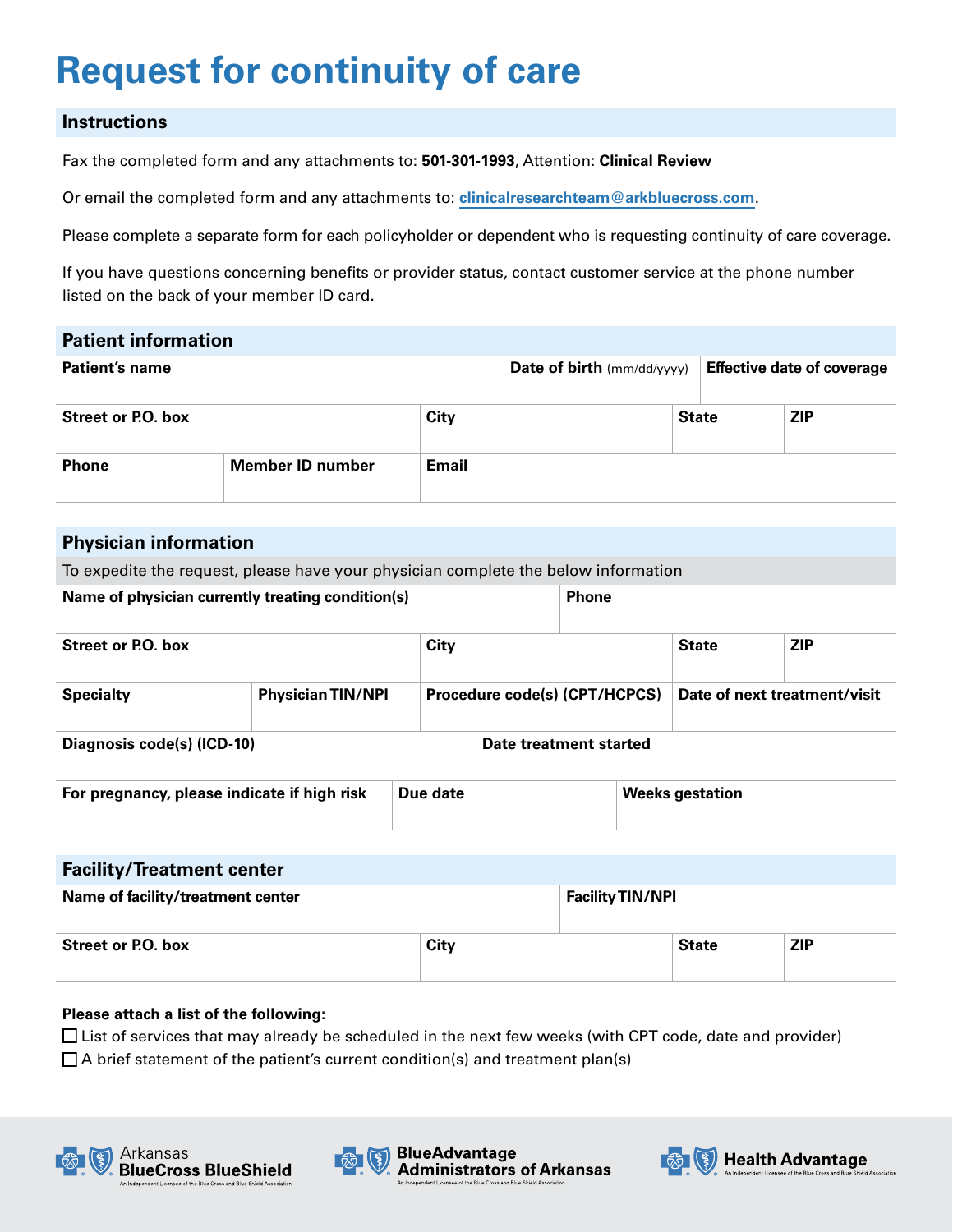# Request for continuity of care

## Instructions

Fax the completed form and any attachments to: **501-301-1993**, Attention: **Clinical Review**

Or email the completed form and any attachments to: **clinicalresearchteam@arkbluecross.com**.

Please complete a separate form for each policyholder or dependent who is requesting continuity of care coverage.

If you have questions concerning benefits or provider status, contact customer service at the phone number listed on the back of your member ID card.

## Patient information

| **Patient's name** | | **Date of birth** (mm/dd/yyyy) | **Effective date of coverage** |
|---|---|---|---|
| | | | |

| **Street or P.O. box** | **City** | **State** | **ZIP** |
|---|---|---|---|
| | | | |

| **Phone** | **Member ID number** | **Email** |
|---|---|---|
| | | |

## Physician information

To expedite the request, please have your physician complete the below information

| **Name of physician currently treating condition(s)** | **Phone** |
|---|---|
| | |

| **Street or P.O. box** | **City** | **State** | **ZIP** |
|---|---|---|---|
| | | | |

| **Specialty** | **Physician TIN/NPI** | **Procedure code(s) (CPT/HCPCS)** | **Date of next treatment/visit** |
|---|---|---|---|
| | | | |

| **Diagnosis code(s) (ICD-10)** | **Date treatment started** |
|---|---|
| | |

| **For pregnancy, please indicate if high risk** | **Due date** | **Weeks gestation** |
|---|---|---|
| | | |

## Facility/Treatment center

| **Name of facility/treatment center** | **Facility TIN/NPI** |
|---|---|
| | |

| **Street or P.O. box** | **City** | **State** | **ZIP** |
|---|---|---|---|
| | | | |

**Please attach a list of the following:**

- ☐ List of services that may already be scheduled in the next few weeks (with CPT code, date and provider)
- ☐ A brief statement of the patient's current condition(s) and treatment plan(s)

Arkansas BlueCross BlueShield — An Independent Licensee of the Blue Cross and Blue Shield Association

BlueAdvantage Administrators of Arkansas — An Independent Licensee of the Blue Cross and Blue Shield Association

Health Advantage — An Independent Licensee of the Blue Cross and Blue Shield Association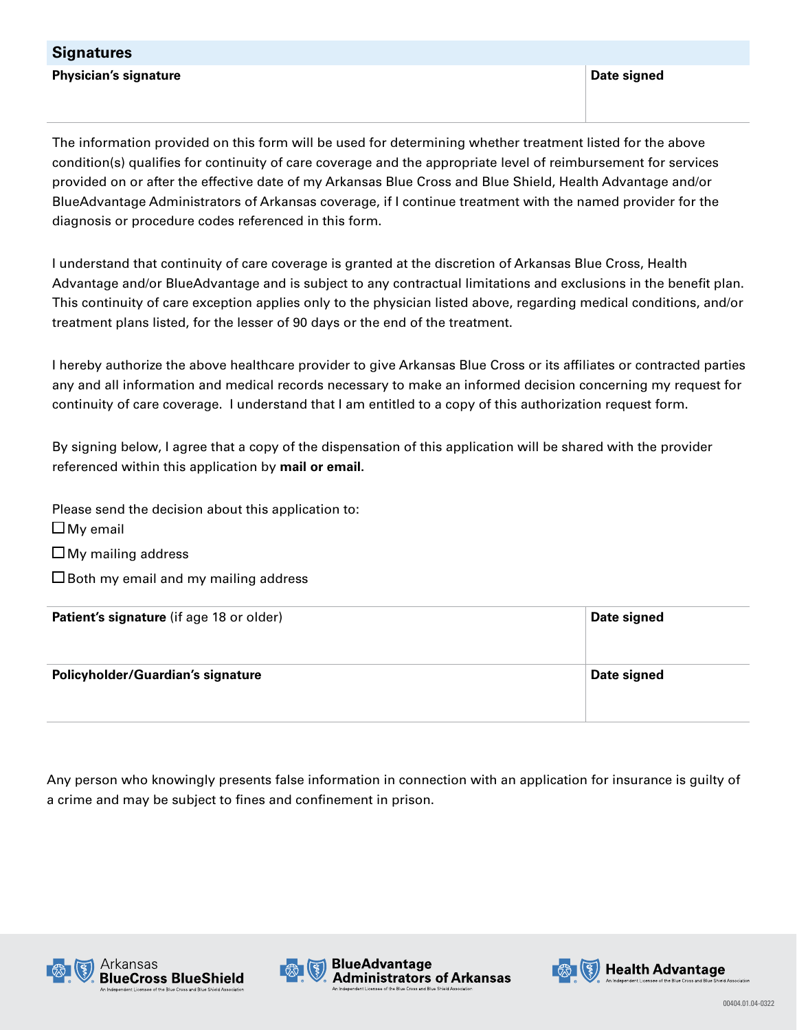## Signatures

| Physician's signature | Date signed |
|---|---|
| | |

The information provided on this form will be used for determining whether treatment listed for the above condition(s) qualifies for continuity of care coverage and the appropriate level of reimbursement for services provided on or after the effective date of my Arkansas Blue Cross and Blue Shield, Health Advantage and/or BlueAdvantage Administrators of Arkansas coverage, if I continue treatment with the named provider for the diagnosis or procedure codes referenced in this form.

I understand that continuity of care coverage is granted at the discretion of Arkansas Blue Cross, Health Advantage and/or BlueAdvantage and is subject to any contractual limitations and exclusions in the benefit plan. This continuity of care exception applies only to the physician listed above, regarding medical conditions, and/or treatment plans listed, for the lesser of 90 days or the end of the treatment.

I hereby authorize the above healthcare provider to give Arkansas Blue Cross or its affiliates or contracted parties any and all information and medical records necessary to make an informed decision concerning my request for continuity of care coverage. I understand that I am entitled to a copy of this authorization request form.

By signing below, I agree that a copy of the dispensation of this application will be shared with the provider referenced within this application by **mail or email**.

Please send the decision about this application to:

☐ My email

☐ My mailing address

☐ Both my email and my mailing address

| **Patient's signature** (if age 18 or older) | **Date signed** |
|---|---|
| | |
| **Policyholder/Guardian's signature** | **Date signed** |
| | |

Any person who knowingly presents false information in connection with an application for insurance is guilty of a crime and may be subject to fines and confinement in prison.

Arkansas BlueCross BlueShield — An Independent Licensee of the Blue Cross and Blue Shield Association

BlueAdvantage Administrators of Arkansas — An Independent Licensee of the Blue Cross and Blue Shield Association

Health Advantage — An Independent Licensee of the Blue Cross and Blue Shield Association

00404.01.04-0322